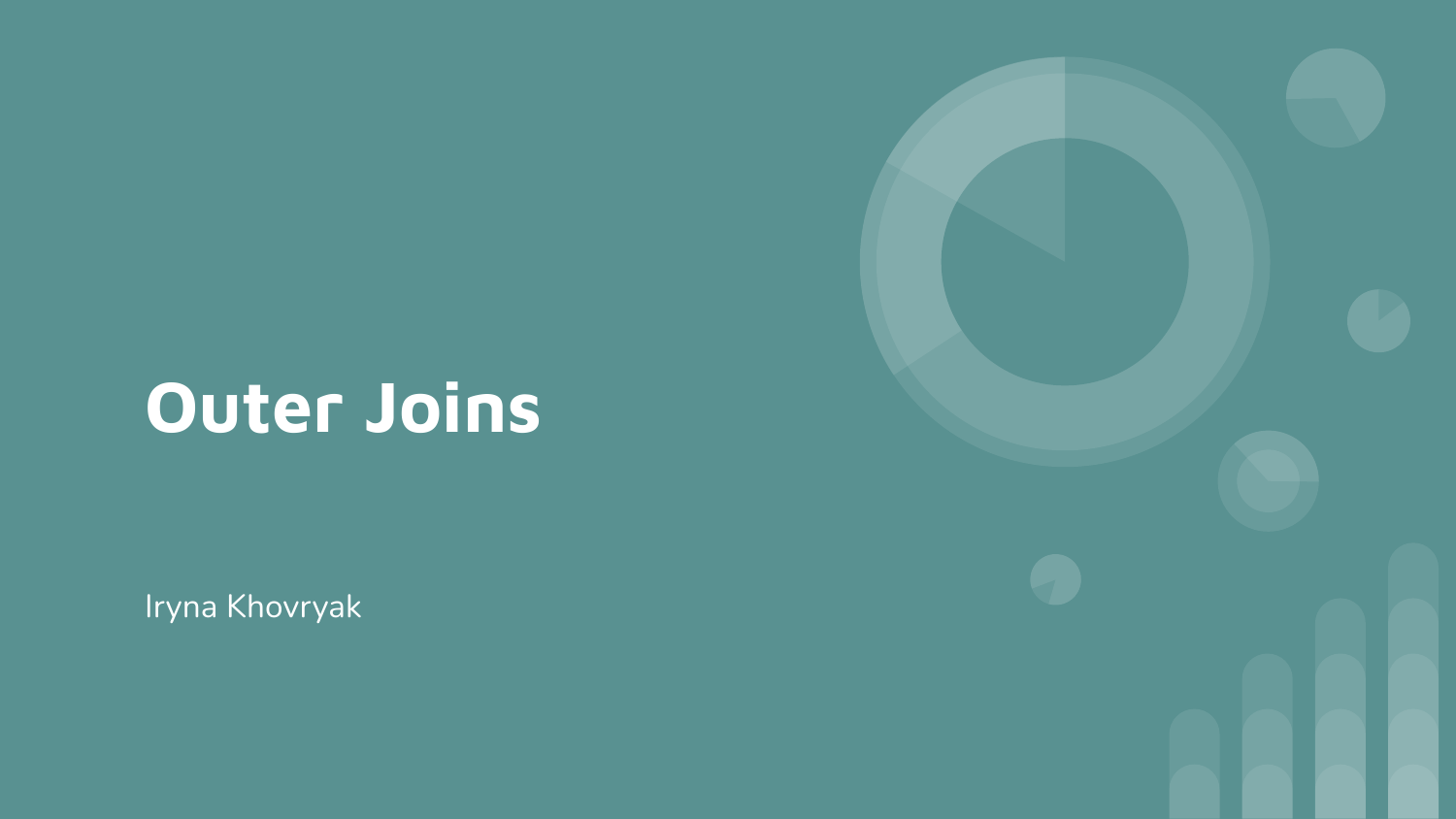# Outer Joins

Iryna Khovryak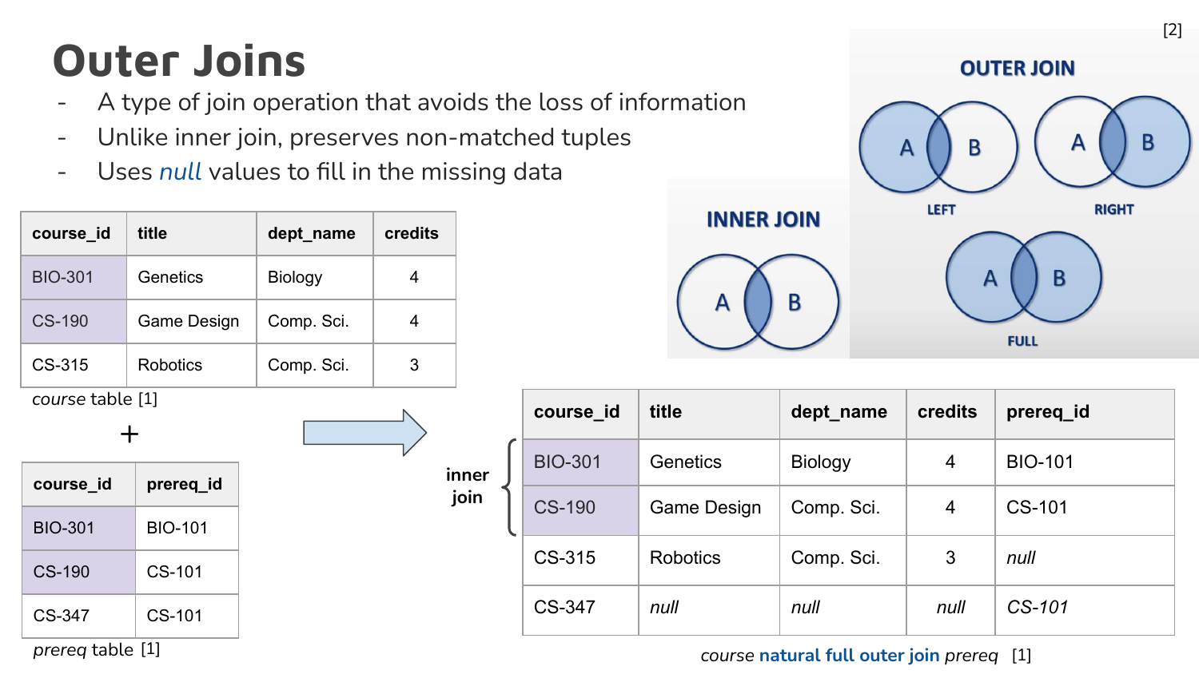# Outer Joins

- A type of join operation that avoids the loss of information
- Unlike inner join, preserves non-matched tuples
- Uses *null* values to fill in the missing data

[2]

INNER JOIN

OUTER JOIN: LEFT, RIGHT, FULL

| course_id | title | dept_name | credits |
|---|---|---|---|
| BIO-301 | Genetics | Biology | 4 |
| CS-190 | Game Design | Comp. Sci. | 4 |
| CS-315 | Robotics | Comp. Sci. | 3 |

*course* table [1]

+

| course_id | prereq_id |
|---|---|
| BIO-301 | BIO-101 |
| CS-190 | CS-101 |
| CS-347 | CS-101 |

*prereq* table [1]

| course_id | title | dept_name | credits | prereq_id |
|---|---|---|---|---|
| BIO-301 | Genetics | Biology | 4 | BIO-101 |
| CS-190 | Game Design | Comp. Sci. | 4 | CS-101 |
| CS-315 | Robotics | Comp. Sci. | 3 | *null* |
| CS-347 | *null* | *null* | *null* | *CS-101* |

(The first two rows are labeled "inner join".)

*course* **natural full outer join** *prereq* [1]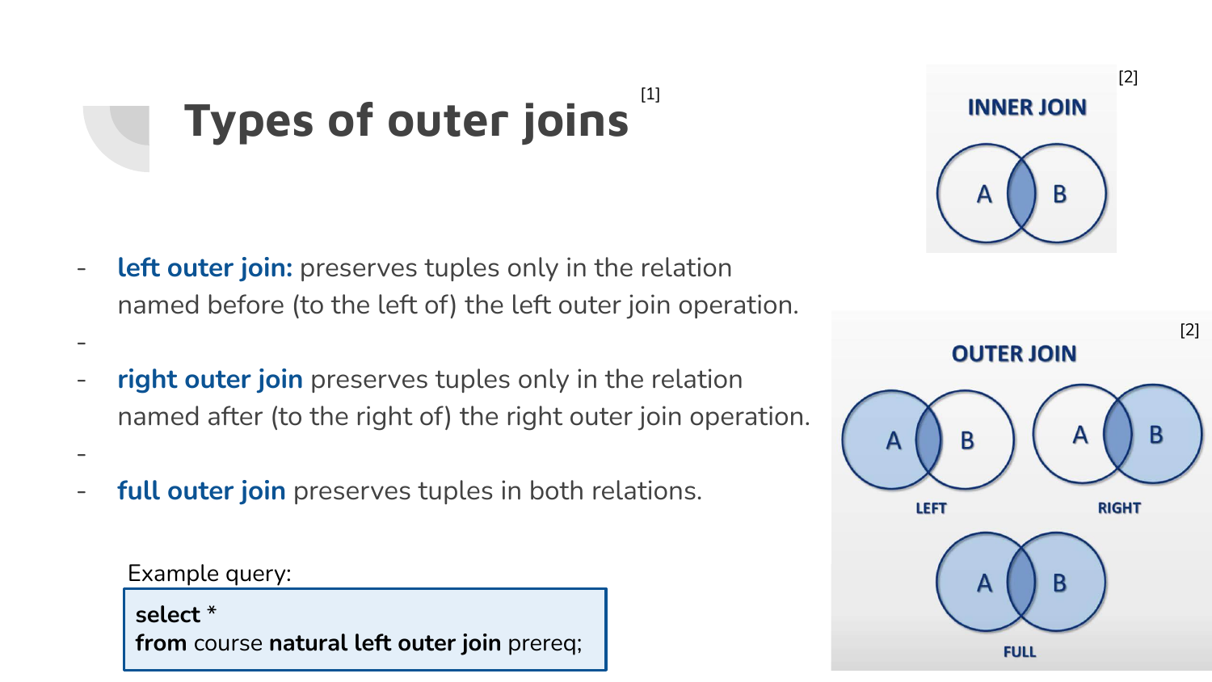# Types of outer joins [1]

- **left outer join:** preserves tuples only in the relation named before (to the left of) the left outer join operation.
- **right outer join** preserves tuples only in the relation named after (to the right of) the right outer join operation.
- **full outer join** preserves tuples in both relations.

Example query:

```
select *
from course natural left outer join prereq;
```

INNER JOIN [2]

OUTER JOIN [2]

LEFT

RIGHT

FULL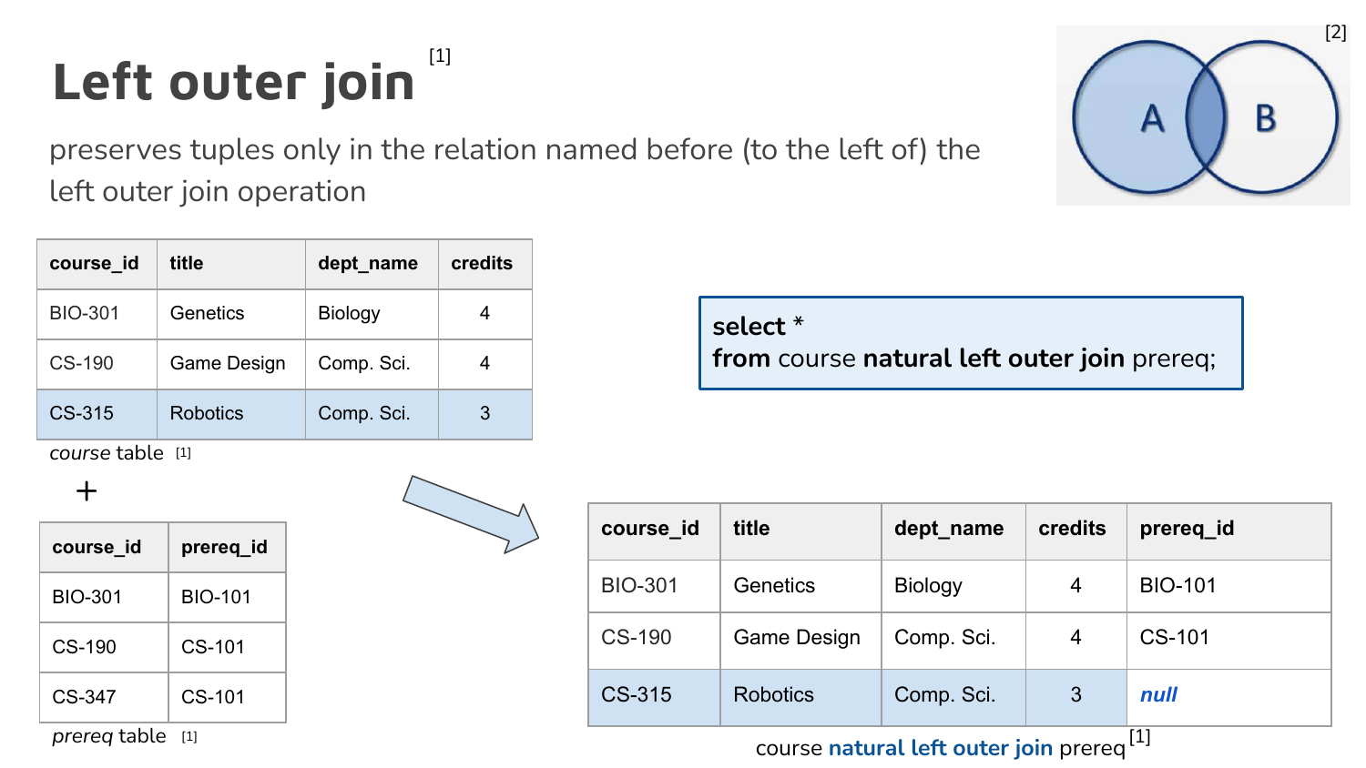# Left outer join [1]

preserves tuples only in the relation named before (to the left of) the left outer join operation

[2]

| course_id | title | dept_name | credits |
|---|---|---|---|
| BIO-301 | Genetics | Biology | 4 |
| CS-190 | Game Design | Comp. Sci. | 4 |
| CS-315 | Robotics | Comp. Sci. | 3 |

*course* table [1]

+

| course_id | prereq_id |
|---|---|
| BIO-301 | BIO-101 |
| CS-190 | CS-101 |
| CS-347 | CS-101 |

*prereq* table [1]

```
select *
from course natural left outer join prereq;
```

| course_id | title | dept_name | credits | prereq_id |
|---|---|---|---|---|
| BIO-301 | Genetics | Biology | 4 | BIO-101 |
| CS-190 | Game Design | Comp. Sci. | 4 | CS-101 |
| CS-315 | Robotics | Comp. Sci. | 3 | *null* |

course **natural left outer join** prereq [1]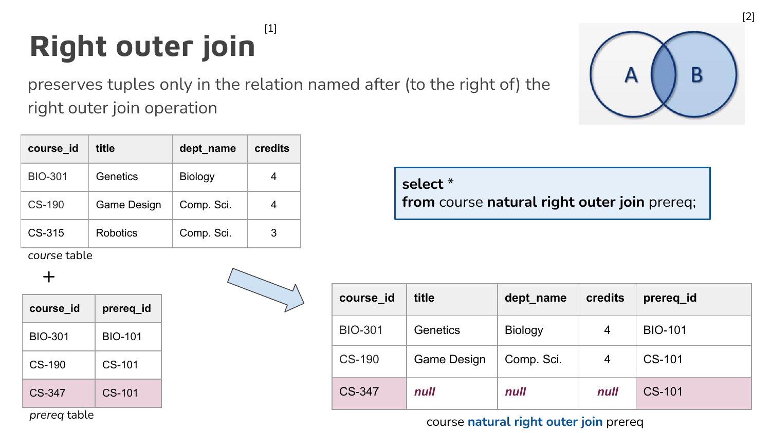# Right outer join [1]

preserves tuples only in the relation named after (to the right of) the right outer join operation

[2]

| course_id | title | dept_name | credits |
|---|---|---|---|
| BIO-301 | Genetics | Biology | 4 |
| CS-190 | Game Design | Comp. Sci. | 4 |
| CS-315 | Robotics | Comp. Sci. | 3 |

*course* table

+

| course_id | prereq_id |
|---|---|
| BIO-301 | BIO-101 |
| CS-190 | CS-101 |
| CS-347 | CS-101 |

*prereq* table

```
select *
from course natural right outer join prereq;
```

| course_id | title | dept_name | credits | prereq_id |
|---|---|---|---|---|
| BIO-301 | Genetics | Biology | 4 | BIO-101 |
| CS-190 | Game Design | Comp. Sci. | 4 | CS-101 |
| CS-347 | ***null*** | ***null*** | ***null*** | CS-101 |

course **natural right outer join** prereq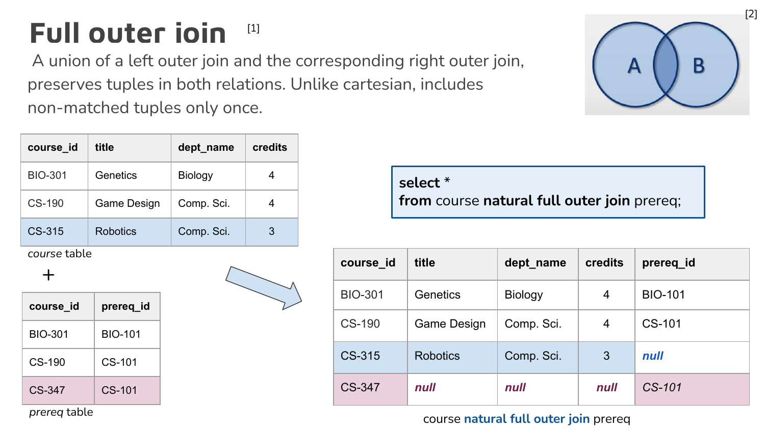# Full outer join [1]

A union of a left outer join and the corresponding right outer join, preserves tuples in both relations. Unlike cartesian, includes non-matched tuples only once.

[2]

| course_id | title | dept_name | credits |
|---|---|---|---|
| BIO-301 | Genetics | Biology | 4 |
| CS-190 | Game Design | Comp. Sci. | 4 |
| CS-315 | Robotics | Comp. Sci. | 3 |

*course* table

\+

| course_id | prereq_id |
|---|---|
| BIO-301 | BIO-101 |
| CS-190 | CS-101 |
| CS-347 | CS-101 |

*prereq* table

```
select *
from course natural full outer join prereq;
```

| course_id | title | dept_name | credits | prereq_id |
|---|---|---|---|---|
| BIO-301 | Genetics | Biology | 4 | BIO-101 |
| CS-190 | Game Design | Comp. Sci. | 4 | CS-101 |
| CS-315 | Robotics | Comp. Sci. | 3 | *null* |
| CS-347 | *null* | *null* | *null* | *CS-101* |

course **natural full outer join** prereq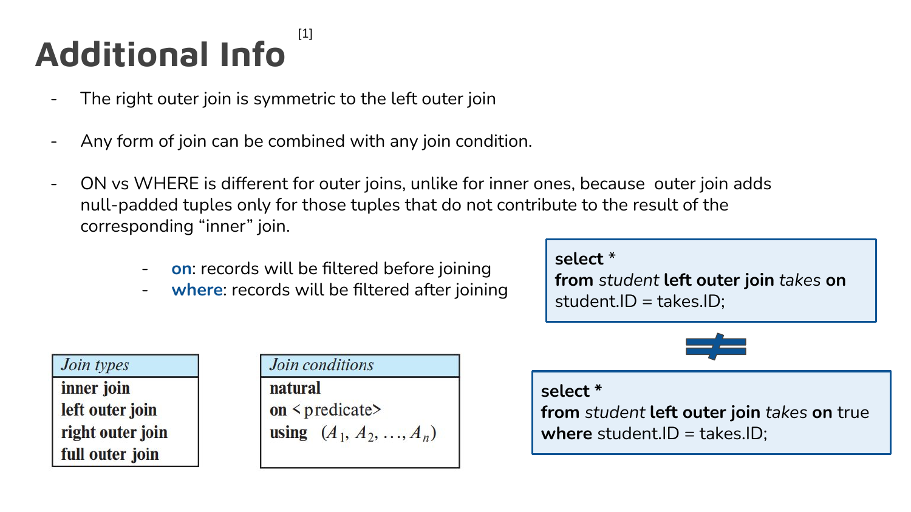# Additional Info [1]

- The right outer join is symmetric to the left outer join

- Any form of join can be combined with any join condition.

- ON vs WHERE is different for outer joins, unlike for inner ones, because outer join adds null-padded tuples only for those tuples that do not contribute to the result of the corresponding "inner" join.

    - **on**: records will be filtered before joining
    - **where**: records will be filtered after joining

```
select *
from student left outer join takes on
student.ID = takes.ID;
```

≠

```
select *
from student left outer join takes on true
where student.ID = takes.ID;
```

| *Join types* |
| --- |
| **inner join** |
| **left outer join** |
| **right outer join** |
| **full outer join** |

| *Join conditions* |
| --- |
| **natural** |
| **on** < predicate> |
| **using** $(A_1, A_2, \ldots, A_n)$ |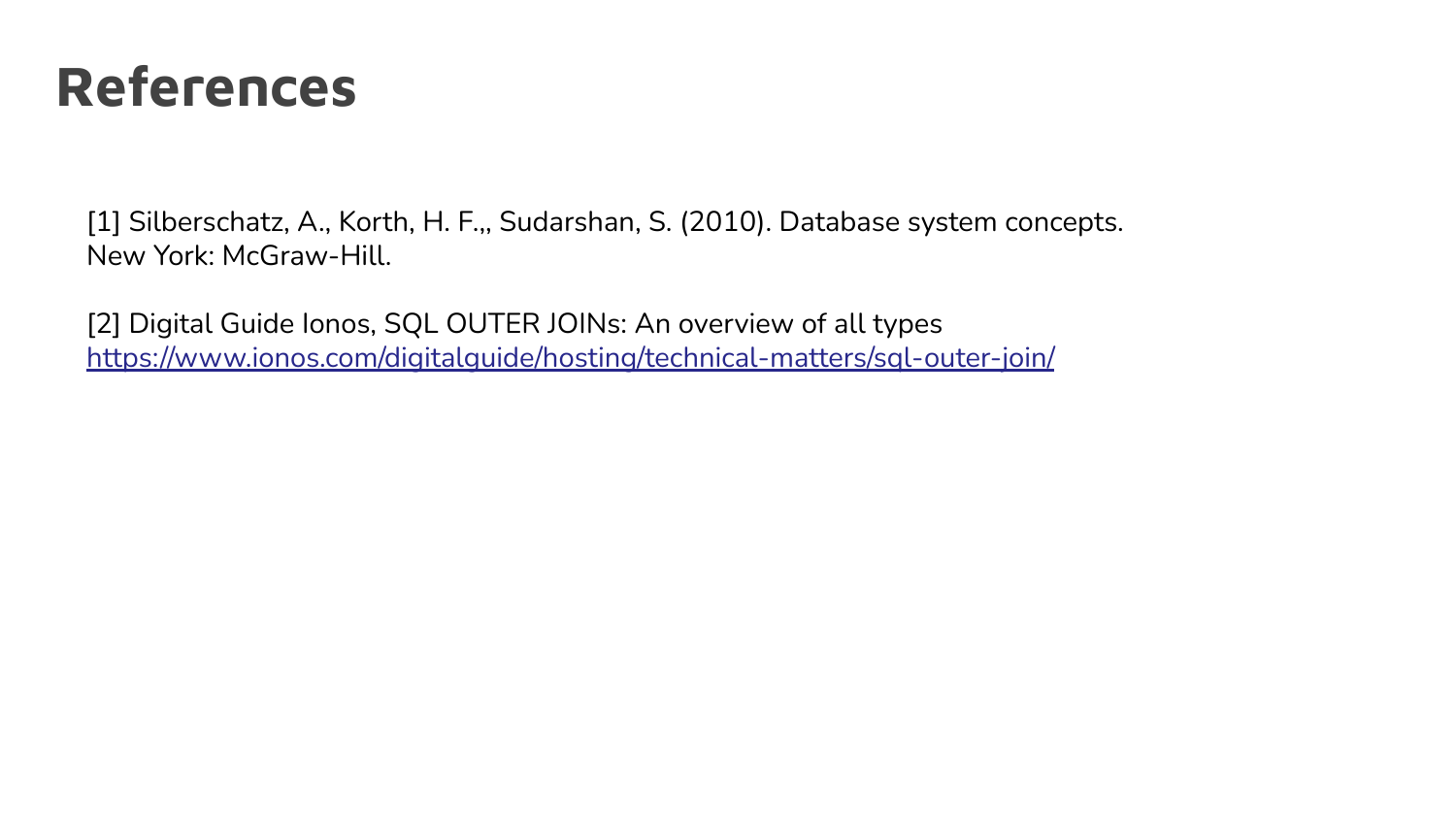# References

[1] Silberschatz, A., Korth, H. F.,, Sudarshan, S. (2010). Database system concepts. New York: McGraw-Hill.

[2] Digital Guide Ionos, SQL OUTER JOINs: An overview of all types
https://www.ionos.com/digitalguide/hosting/technical-matters/sql-outer-join/